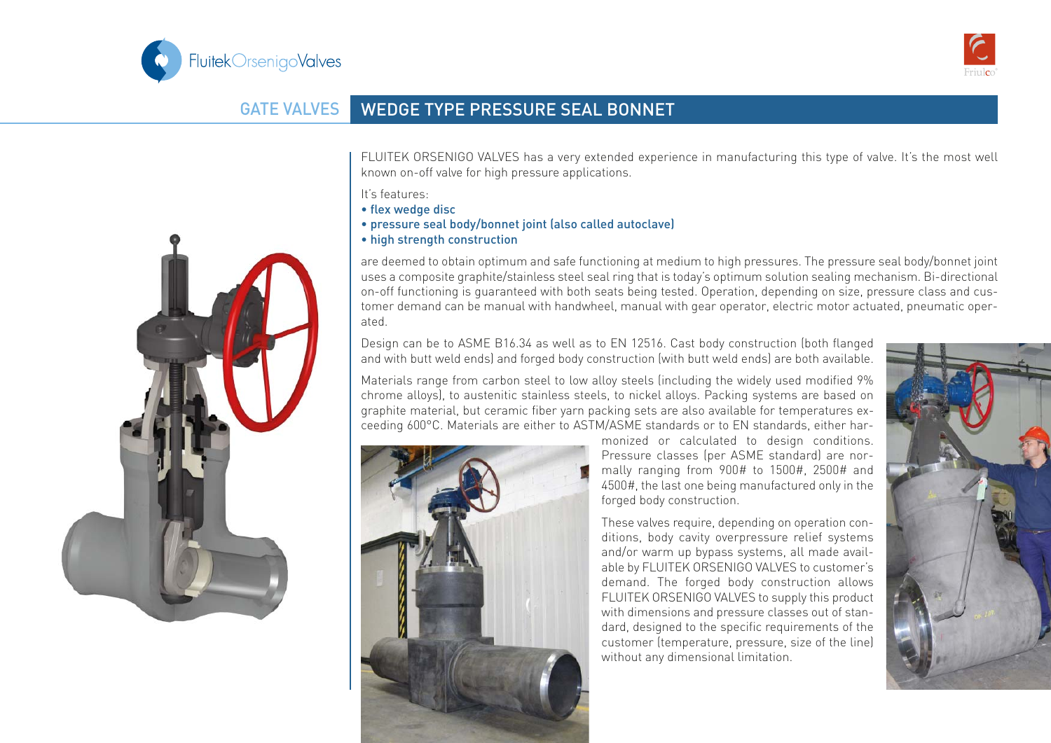## GATE VALVES

# WEDGE TYPE PRESSURE SEAL BONNET

FLUITEK ORSENIGO VALVES has a very extended experience in manufacturing this type of valve. It's the most well known on-off valve for high pressure applications.

It's features:

- flex wedge disc
- pressure seal body/bonnet joint (also called autoclave)
- high strength construction

are deemed to obtain optimum and safe functioning at medium to high pressures. The pressure seal body/bonnet joint uses a composite graphite/stainless steel seal ring that is today's optimum solution sealing mechanism. Bi-directional on-off functioning is guaranteed with both seats being tested. Operation, depending on size, pressure class and customer demand can be manual with handwheel, manual with gear operator, electric motor actuated, pneumatic operated.

Design can be to ASME B16.34 as well as to EN 12516. Cast body construction (both flanged and with butt weld ends) and forged body construction (with butt weld ends) are both available.

Materials range from carbon steel to low alloy steels (including the widely used modified 9% chrome alloys), to austenitic stainless steels, to nickel alloys. Packing systems are based on graphite material, but ceramic fiber yarn packing sets are also available for temperatures exceeding 600°C. Materials are either to ASTM/ASME standards or to EN standards, either harmonized or calculated to design conditions. Pressure classes (per ASME standard) are normally ranging from 900# to 1500#, 2500# and 4500#, the last one being manufactured only in the forged body construction.

These valves require, depending on operation conditions, body cavity overpressure relief systems and/or warm up bypass systems, all made available by FLUITEK ORSENIGO VALVES to customer's demand. The forged body construction allows FLUITEK ORSENIGO VALVES to supply this product with dimensions and pressure classes out of standard, designed to the specific requirements of the customer (temperature, pressure, size of the line) without any dimensional limitation.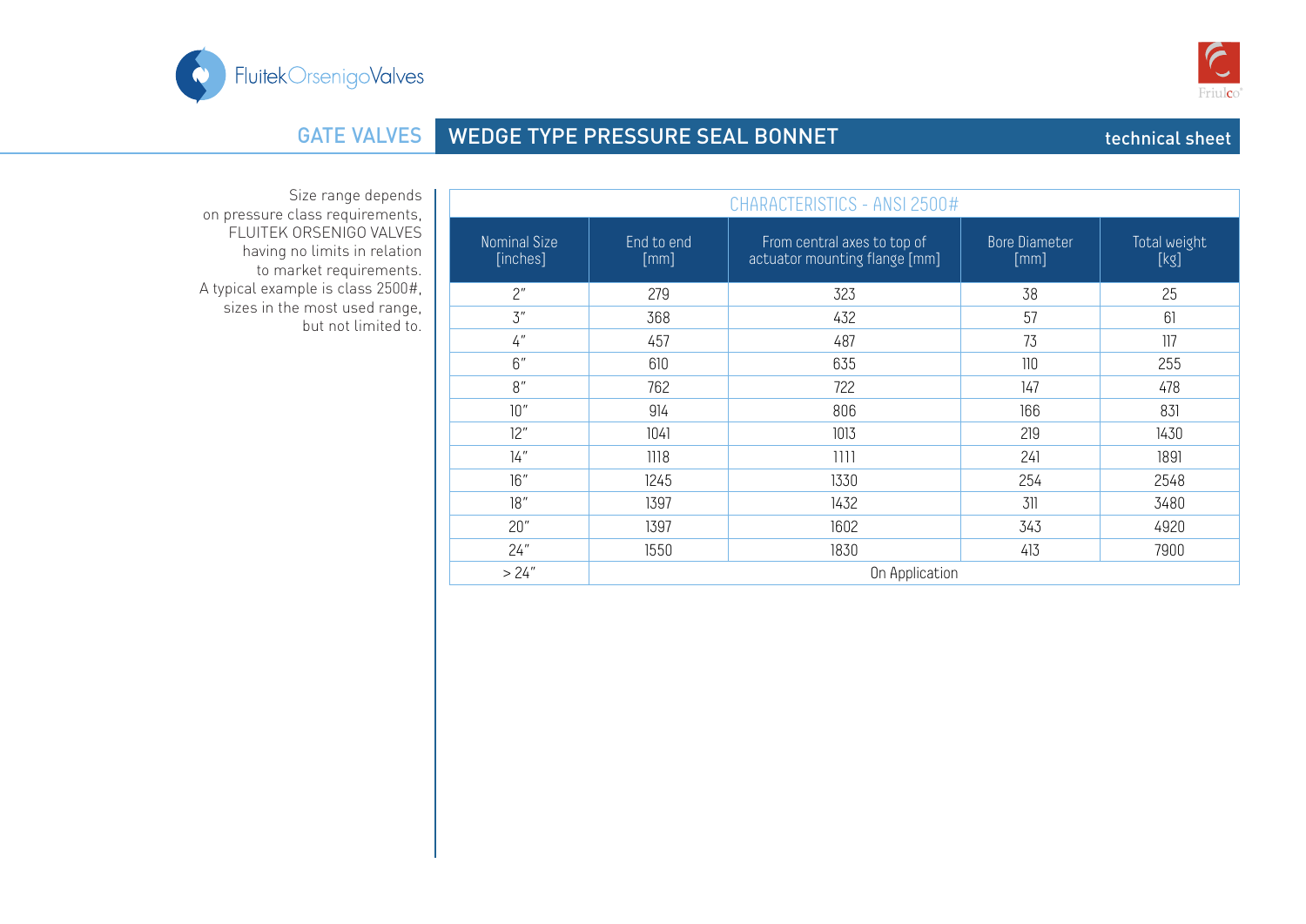## GATE VALVES

## WEDGE TYPE PRESSURE SEAL BONNET

technical sheet

Size range depends on pressure class requirements, FLUITEK ORSENIGO VALVES having no limits in relation to market requirements. A typical example is class 2500#, sizes in the most used range, but not limited to.

| CHARACTERISTICS - ANSI 2500# | | | | |
|---|---|---|---|---|
| Nominal Size [inches] | End to end [mm] | From central axes to top of actuator mounting flange [mm] | Bore Diameter [mm] | Total weight [kg] |
| 2" | 279 | 323 | 38 | 25 |
| 3" | 368 | 432 | 57 | 61 |
| 4" | 457 | 487 | 73 | 117 |
| 6" | 610 | 635 | 110 | 255 |
| 8" | 762 | 722 | 147 | 478 |
| 10" | 914 | 806 | 166 | 831 |
| 12" | 1041 | 1013 | 219 | 1430 |
| 14" | 1118 | 1111 | 241 | 1891 |
| 16" | 1245 | 1330 | 254 | 2548 |
| 18" | 1397 | 1432 | 311 | 3480 |
| 20" | 1397 | 1602 | 343 | 4920 |
| 24" | 1550 | 1830 | 413 | 7900 |
| > 24" | On Application | | | |